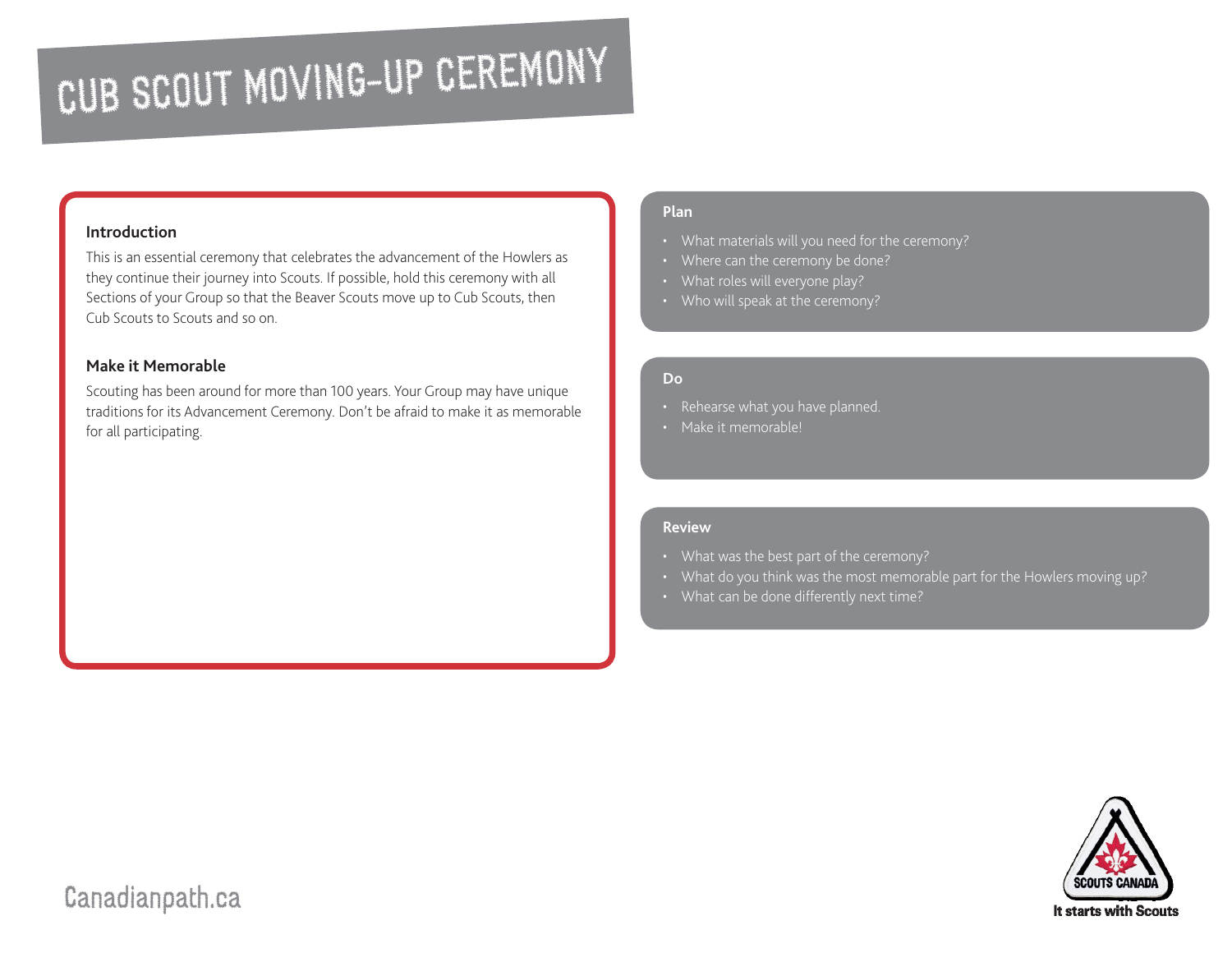# CUB SCOUT MOVING-UP CEREMONY

## Introduction

This is an essential ceremony that celebrates the advancement of the Howlers as they continue their journey into Scouts. If possible, hold this ceremony with all Sections of your Group so that the Beaver Scouts move up to Cub Scouts, then Cub Scouts to Scouts and so on.

## Make it Memorable

Scouting has been around for more than 100 years. Your Group may have unique traditions for its Advancement Ceremony. Don't be afraid to make it as memorable for all participating.

## Plan

- What materials will you need for the ceremony?
- Where can the ceremony be done?
- What roles will everyone play?
- Who will speak at the ceremony?

## Do

- Rehearse what you have planned.
- Make it memorable!

## Review

- What was the best part of the ceremony?
- What do you think was the most memorable part for the Howlers moving up?
- What can be done differently next time?

Canadianpath.ca

SCOUTS CANADA

It starts with Scouts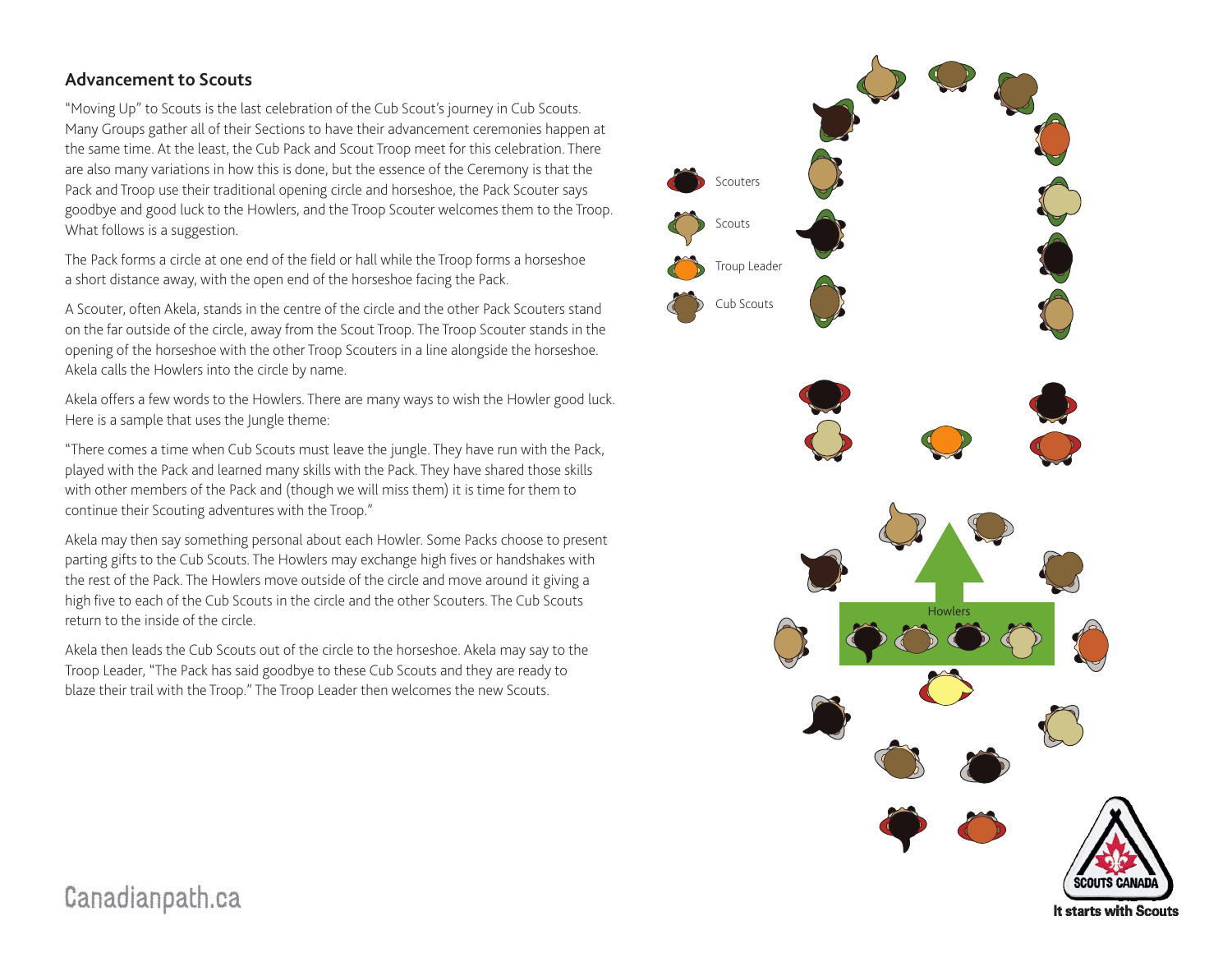## Advancement to Scouts

"Moving Up" to Scouts is the last celebration of the Cub Scout's journey in Cub Scouts. Many Groups gather all of their Sections to have their advancement ceremonies happen at the same time. At the least, the Cub Pack and Scout Troop meet for this celebration. There are also many variations in how this is done, but the essence of the Ceremony is that the Pack and Troop use their traditional opening circle and horseshoe, the Pack Scouter says goodbye and good luck to the Howlers, and the Troop Scouter welcomes them to the Troop. What follows is a suggestion.

The Pack forms a circle at one end of the field or hall while the Troop forms a horseshoe a short distance away, with the open end of the horseshoe facing the Pack.

A Scouter, often Akela, stands in the centre of the circle and the other Pack Scouters stand on the far outside of the circle, away from the Scout Troop. The Troop Scouter stands in the opening of the horseshoe with the other Troop Scouters in a line alongside the horseshoe. Akela calls the Howlers into the circle by name.

Akela offers a few words to the Howlers. There are many ways to wish the Howler good luck. Here is a sample that uses the Jungle theme:

"There comes a time when Cub Scouts must leave the jungle. They have run with the Pack, played with the Pack and learned many skills with the Pack. They have shared those skills with other members of the Pack and (though we will miss them) it is time for them to continue their Scouting adventures with the Troop."

Akela may then say something personal about each Howler. Some Packs choose to present parting gifts to the Cub Scouts. The Howlers may exchange high fives or handshakes with the rest of the Pack. The Howlers move outside of the circle and move around it giving a high five to each of the Cub Scouts in the circle and the other Scouters. The Cub Scouts return to the inside of the circle.

Akela then leads the Cub Scouts out of the circle to the horseshoe. Akela may say to the Troop Leader, "The Pack has said goodbye to these Cub Scouts and they are ready to blaze their trail with the Troop." The Troop Leader then welcomes the new Scouts.

Scouters

Scouts

Troup Leader

Cub Scouts

Howlers

Canadianpath.ca

SCOUTS CANADA

It starts with Scouts